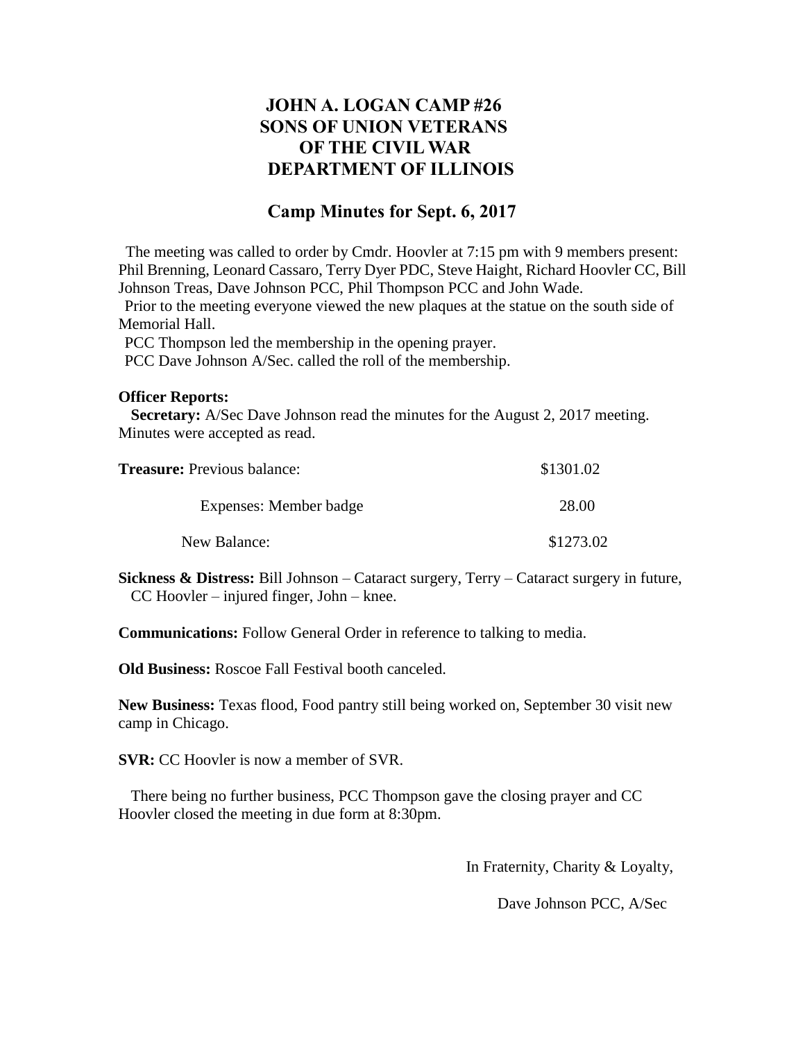# JOHN A. LOGAN CAMP #26
# SONS OF UNION VETERANS
# OF THE CIVIL WAR
# DEPARTMENT OF ILLINOIS

## Camp Minutes for Sept. 6, 2017

The meeting was called to order by Cmdr. Hoovler at 7:15 pm with 9 members present: Phil Brenning, Leonard Cassaro, Terry Dyer PDC, Steve Haight, Richard Hoovler CC, Bill Johnson Treas, Dave Johnson PCC, Phil Thompson PCC and John Wade.

Prior to the meeting everyone viewed the new plaques at the statue on the south side of Memorial Hall.

PCC Thompson led the membership in the opening prayer.

PCC Dave Johnson A/Sec. called the roll of the membership.

**Officer Reports:**

**Secretary:** A/Sec Dave Johnson read the minutes for the August 2, 2017 meeting. Minutes were accepted as read.

| **Treasure:** Previous balance: | $1301.02 |
|---|---|
| Expenses: Member badge | 28.00 |
| New Balance: | $1273.02 |

**Sickness & Distress:** Bill Johnson – Cataract surgery, Terry – Cataract surgery in future, CC Hoovler – injured finger, John – knee.

**Communications:** Follow General Order in reference to talking to media.

**Old Business:** Roscoe Fall Festival booth canceled.

**New Business:** Texas flood, Food pantry still being worked on, September 30 visit new camp in Chicago.

**SVR:** CC Hoovler is now a member of SVR.

There being no further business, PCC Thompson gave the closing prayer and CC Hoovler closed the meeting in due form at 8:30pm.

In Fraternity, Charity & Loyalty,

Dave Johnson PCC, A/Sec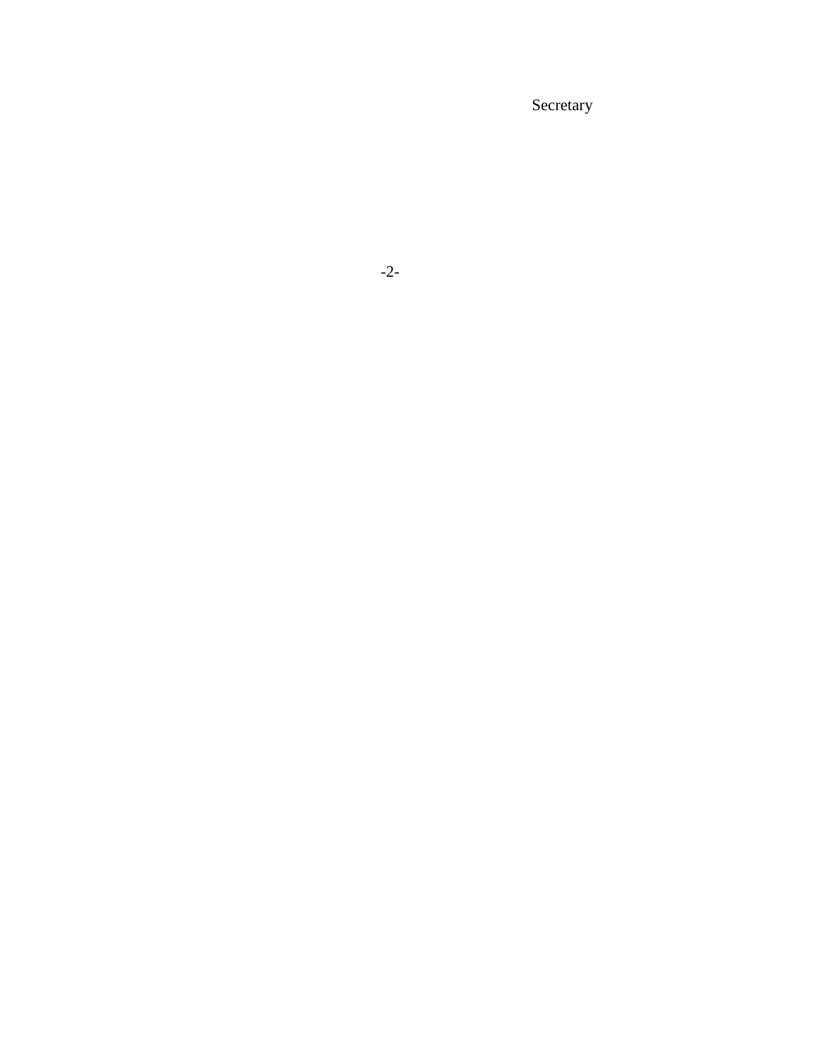Secretary